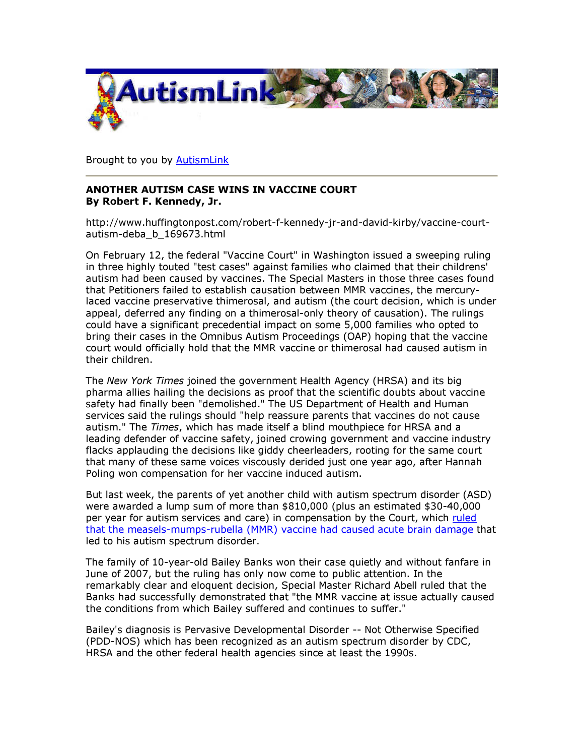Brought to you by AutismLink

---

**ANOTHER AUTISM CASE WINS IN VACCINE COURT**
**By Robert F. Kennedy, Jr.**

http://www.huffingtonpost.com/robert-f-kennedy-jr-and-david-kirby/vaccine-court-autism-deba_b_169673.html

On February 12, the federal "Vaccine Court" in Washington issued a sweeping ruling in three highly touted "test cases" against families who claimed that their childrens' autism had been caused by vaccines. The Special Masters in those three cases found that Petitioners failed to establish causation between MMR vaccines, the mercury-laced vaccine preservative thimerosal, and autism (the court decision, which is under appeal, deferred any finding on a thimerosal-only theory of causation). The rulings could have a significant precedential impact on some 5,000 families who opted to bring their cases in the Omnibus Autism Proceedings (OAP) hoping that the vaccine court would officially hold that the MMR vaccine or thimerosal had caused autism in their children.

The *New York Times* joined the government Health Agency (HRSA) and its big pharma allies hailing the decisions as proof that the scientific doubts about vaccine safety had finally been "demolished." The US Department of Health and Human services said the rulings should "help reassure parents that vaccines do not cause autism." The *Times*, which has made itself a blind mouthpiece for HRSA and a leading defender of vaccine safety, joined crowing government and vaccine industry flacks applauding the decisions like giddy cheerleaders, rooting for the same court that many of these same voices viscously derided just one year ago, after Hannah Poling won compensation for her vaccine induced autism.

But last week, the parents of yet another child with autism spectrum disorder (ASD) were awarded a lump sum of more than $810,000 (plus an estimated $30-40,000 per year for autism services and care) in compensation by the Court, which ruled that the measels-mumps-rubella (MMR) vaccine had caused acute brain damage that led to his autism spectrum disorder.

The family of 10-year-old Bailey Banks won their case quietly and without fanfare in June of 2007, but the ruling has only now come to public attention. In the remarkably clear and eloquent decision, Special Master Richard Abell ruled that the Banks had successfully demonstrated that "the MMR vaccine at issue actually caused the conditions from which Bailey suffered and continues to suffer."

Bailey's diagnosis is Pervasive Developmental Disorder -- Not Otherwise Specified (PDD-NOS) which has been recognized as an autism spectrum disorder by CDC, HRSA and the other federal health agencies since at least the 1990s.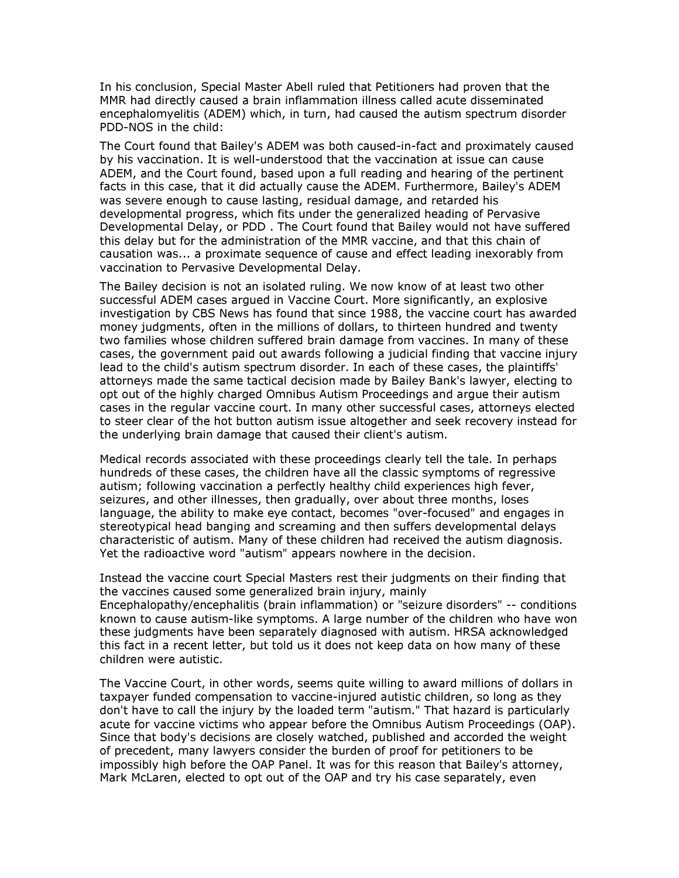In his conclusion, Special Master Abell ruled that Petitioners had proven that the MMR had directly caused a brain inflammation illness called acute disseminated encephalomyelitis (ADEM) which, in turn, had caused the autism spectrum disorder PDD-NOS in the child:

The Court found that Bailey's ADEM was both caused-in-fact and proximately caused by his vaccination. It is well-understood that the vaccination at issue can cause ADEM, and the Court found, based upon a full reading and hearing of the pertinent facts in this case, that it did actually cause the ADEM. Furthermore, Bailey's ADEM was severe enough to cause lasting, residual damage, and retarded his developmental progress, which fits under the generalized heading of Pervasive Developmental Delay, or PDD . The Court found that Bailey would not have suffered this delay but for the administration of the MMR vaccine, and that this chain of causation was... a proximate sequence of cause and effect leading inexorably from vaccination to Pervasive Developmental Delay.

The Bailey decision is not an isolated ruling. We now know of at least two other successful ADEM cases argued in Vaccine Court. More significantly, an explosive investigation by CBS News has found that since 1988, the vaccine court has awarded money judgments, often in the millions of dollars, to thirteen hundred and twenty two families whose children suffered brain damage from vaccines. In many of these cases, the government paid out awards following a judicial finding that vaccine injury lead to the child's autism spectrum disorder. In each of these cases, the plaintiffs' attorneys made the same tactical decision made by Bailey Bank's lawyer, electing to opt out of the highly charged Omnibus Autism Proceedings and argue their autism cases in the regular vaccine court. In many other successful cases, attorneys elected to steer clear of the hot button autism issue altogether and seek recovery instead for the underlying brain damage that caused their client's autism.

Medical records associated with these proceedings clearly tell the tale. In perhaps hundreds of these cases, the children have all the classic symptoms of regressive autism; following vaccination a perfectly healthy child experiences high fever, seizures, and other illnesses, then gradually, over about three months, loses language, the ability to make eye contact, becomes "over-focused" and engages in stereotypical head banging and screaming and then suffers developmental delays characteristic of autism. Many of these children had received the autism diagnosis. Yet the radioactive word "autism" appears nowhere in the decision.

Instead the vaccine court Special Masters rest their judgments on their finding that the vaccines caused some generalized brain injury, mainly Encephalopathy/encephalitis (brain inflammation) or "seizure disorders" -- conditions known to cause autism-like symptoms. A large number of the children who have won these judgments have been separately diagnosed with autism. HRSA acknowledged this fact in a recent letter, but told us it does not keep data on how many of these children were autistic.

The Vaccine Court, in other words, seems quite willing to award millions of dollars in taxpayer funded compensation to vaccine-injured autistic children, so long as they don't have to call the injury by the loaded term "autism." That hazard is particularly acute for vaccine victims who appear before the Omnibus Autism Proceedings (OAP). Since that body's decisions are closely watched, published and accorded the weight of precedent, many lawyers consider the burden of proof for petitioners to be impossibly high before the OAP Panel. It was for this reason that Bailey's attorney, Mark McLaren, elected to opt out of the OAP and try his case separately, even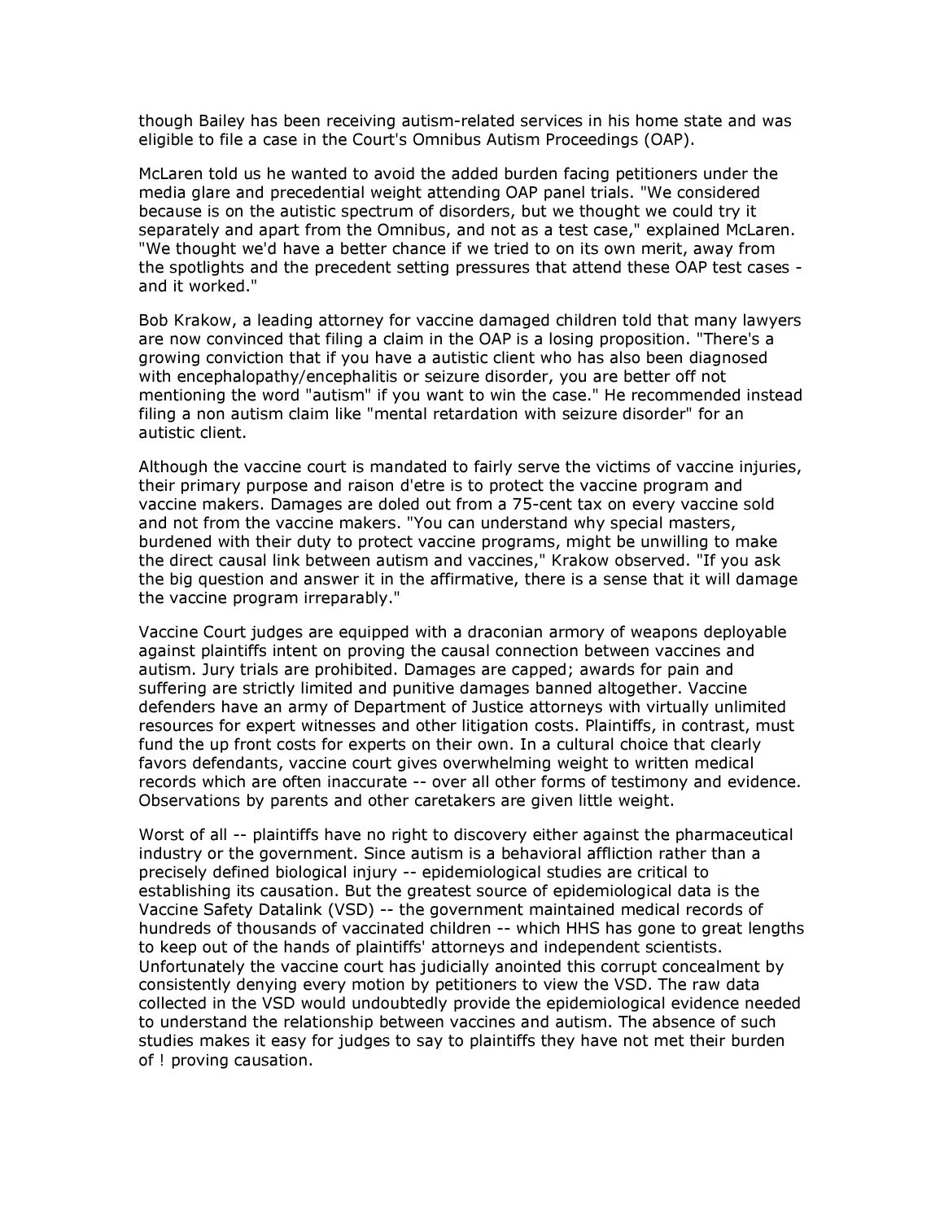though Bailey has been receiving autism-related services in his home state and was eligible to file a case in the Court's Omnibus Autism Proceedings (OAP).

McLaren told us he wanted to avoid the added burden facing petitioners under the media glare and precedential weight attending OAP panel trials. "We considered because is on the autistic spectrum of disorders, but we thought we could try it separately and apart from the Omnibus, and not as a test case," explained McLaren. "We thought we'd have a better chance if we tried to on its own merit, away from the spotlights and the precedent setting pressures that attend these OAP test cases - and it worked."

Bob Krakow, a leading attorney for vaccine damaged children told that many lawyers are now convinced that filing a claim in the OAP is a losing proposition. "There's a growing conviction that if you have a autistic client who has also been diagnosed with encephalopathy/encephalitis or seizure disorder, you are better off not mentioning the word "autism" if you want to win the case." He recommended instead filing a non autism claim like "mental retardation with seizure disorder" for an autistic client.

Although the vaccine court is mandated to fairly serve the victims of vaccine injuries, their primary purpose and raison d'etre is to protect the vaccine program and vaccine makers. Damages are doled out from a 75-cent tax on every vaccine sold and not from the vaccine makers. "You can understand why special masters, burdened with their duty to protect vaccine programs, might be unwilling to make the direct causal link between autism and vaccines," Krakow observed. "If you ask the big question and answer it in the affirmative, there is a sense that it will damage the vaccine program irreparably."

Vaccine Court judges are equipped with a draconian armory of weapons deployable against plaintiffs intent on proving the causal connection between vaccines and autism. Jury trials are prohibited. Damages are capped; awards for pain and suffering are strictly limited and punitive damages banned altogether. Vaccine defenders have an army of Department of Justice attorneys with virtually unlimited resources for expert witnesses and other litigation costs. Plaintiffs, in contrast, must fund the up front costs for experts on their own. In a cultural choice that clearly favors defendants, vaccine court gives overwhelming weight to written medical records which are often inaccurate -- over all other forms of testimony and evidence. Observations by parents and other caretakers are given little weight.

Worst of all -- plaintiffs have no right to discovery either against the pharmaceutical industry or the government. Since autism is a behavioral affliction rather than a precisely defined biological injury -- epidemiological studies are critical to establishing its causation. But the greatest source of epidemiological data is the Vaccine Safety Datalink (VSD) -- the government maintained medical records of hundreds of thousands of vaccinated children -- which HHS has gone to great lengths to keep out of the hands of plaintiffs' attorneys and independent scientists. Unfortunately the vaccine court has judicially anointed this corrupt concealment by consistently denying every motion by petitioners to view the VSD. The raw data collected in the VSD would undoubtedly provide the epidemiological evidence needed to understand the relationship between vaccines and autism. The absence of such studies makes it easy for judges to say to plaintiffs they have not met their burden of ! proving causation.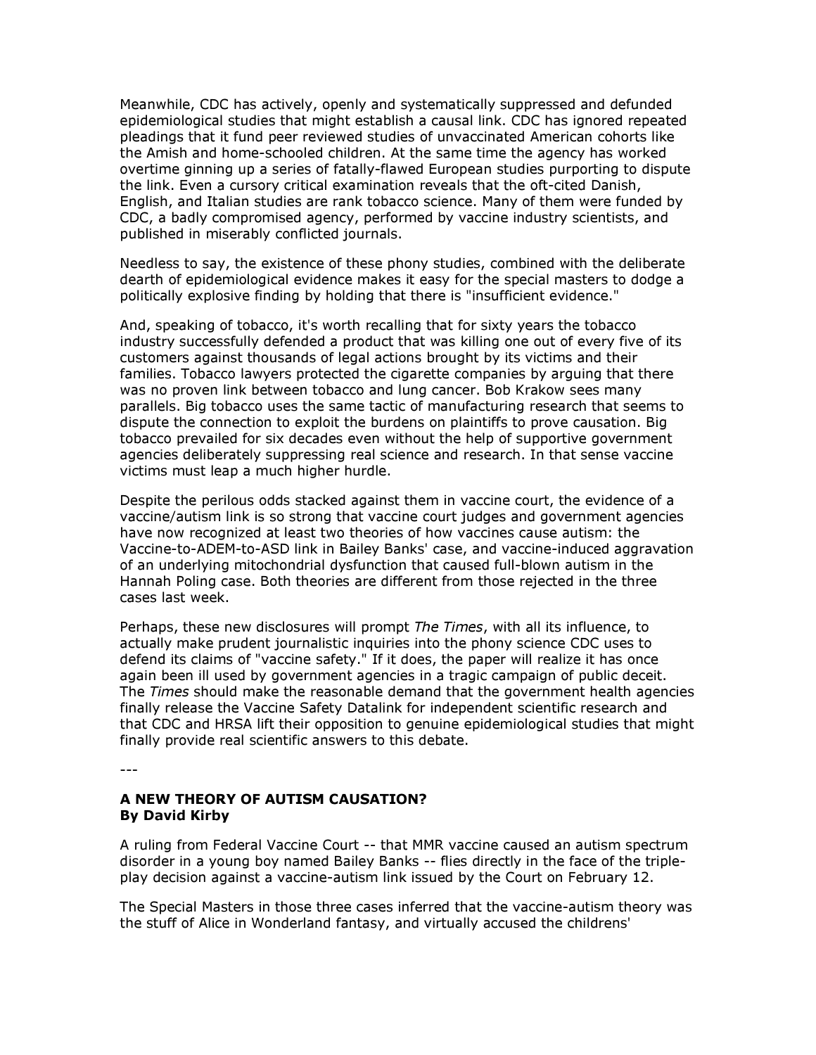Meanwhile, CDC has actively, openly and systematically suppressed and defunded epidemiological studies that might establish a causal link. CDC has ignored repeated pleadings that it fund peer reviewed studies of unvaccinated American cohorts like the Amish and home-schooled children. At the same time the agency has worked overtime ginning up a series of fatally-flawed European studies purporting to dispute the link. Even a cursory critical examination reveals that the oft-cited Danish, English, and Italian studies are rank tobacco science. Many of them were funded by CDC, a badly compromised agency, performed by vaccine industry scientists, and published in miserably conflicted journals.

Needless to say, the existence of these phony studies, combined with the deliberate dearth of epidemiological evidence makes it easy for the special masters to dodge a politically explosive finding by holding that there is "insufficient evidence."

And, speaking of tobacco, it's worth recalling that for sixty years the tobacco industry successfully defended a product that was killing one out of every five of its customers against thousands of legal actions brought by its victims and their families. Tobacco lawyers protected the cigarette companies by arguing that there was no proven link between tobacco and lung cancer. Bob Krakow sees many parallels. Big tobacco uses the same tactic of manufacturing research that seems to dispute the connection to exploit the burdens on plaintiffs to prove causation. Big tobacco prevailed for six decades even without the help of supportive government agencies deliberately suppressing real science and research. In that sense vaccine victims must leap a much higher hurdle.

Despite the perilous odds stacked against them in vaccine court, the evidence of a vaccine/autism link is so strong that vaccine court judges and government agencies have now recognized at least two theories of how vaccines cause autism: the Vaccine-to-ADEM-to-ASD link in Bailey Banks' case, and vaccine-induced aggravation of an underlying mitochondrial dysfunction that caused full-blown autism in the Hannah Poling case. Both theories are different from those rejected in the three cases last week.

Perhaps, these new disclosures will prompt *The Times*, with all its influence, to actually make prudent journalistic inquiries into the phony science CDC uses to defend its claims of "vaccine safety." If it does, the paper will realize it has once again been ill used by government agencies in a tragic campaign of public deceit. The *Times* should make the reasonable demand that the government health agencies finally release the Vaccine Safety Datalink for independent scientific research and that CDC and HRSA lift their opposition to genuine epidemiological studies that might finally provide real scientific answers to this debate.

---

**A NEW THEORY OF AUTISM CAUSATION?**
**By David Kirby**

A ruling from Federal Vaccine Court -- that MMR vaccine caused an autism spectrum disorder in a young boy named Bailey Banks -- flies directly in the face of the triple-play decision against a vaccine-autism link issued by the Court on February 12.

The Special Masters in those three cases inferred that the vaccine-autism theory was the stuff of Alice in Wonderland fantasy, and virtually accused the childrens'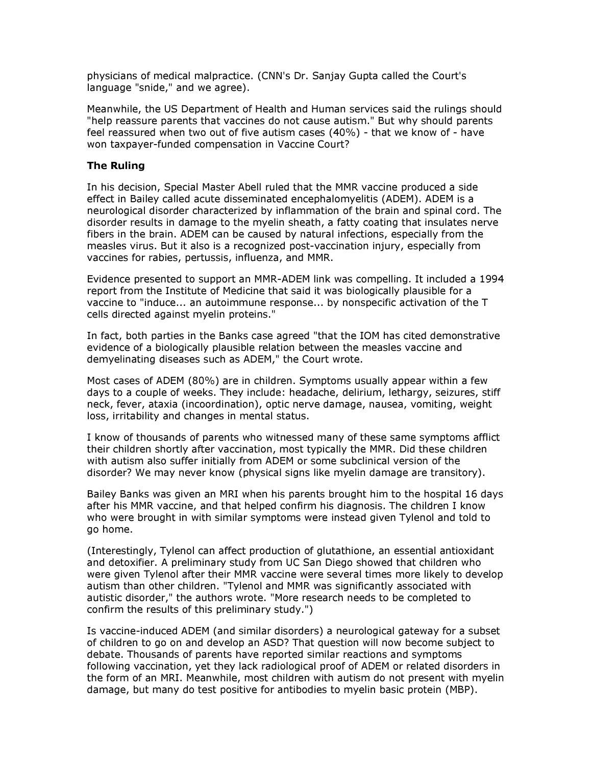physicians of medical malpractice. (CNN's Dr. Sanjay Gupta called the Court's language "snide," and we agree).

Meanwhile, the US Department of Health and Human services said the rulings should "help reassure parents that vaccines do not cause autism." But why should parents feel reassured when two out of five autism cases (40%) - that we know of - have won taxpayer-funded compensation in Vaccine Court?

**The Ruling**

In his decision, Special Master Abell ruled that the MMR vaccine produced a side effect in Bailey called acute disseminated encephalomyelitis (ADEM). ADEM is a neurological disorder characterized by inflammation of the brain and spinal cord. The disorder results in damage to the myelin sheath, a fatty coating that insulates nerve fibers in the brain. ADEM can be caused by natural infections, especially from the measles virus. But it also is a recognized post-vaccination injury, especially from vaccines for rabies, pertussis, influenza, and MMR.

Evidence presented to support an MMR-ADEM link was compelling. It included a 1994 report from the Institute of Medicine that said it was biologically plausible for a vaccine to "induce... an autoimmune response... by nonspecific activation of the T cells directed against myelin proteins."

In fact, both parties in the Banks case agreed "that the IOM has cited demonstrative evidence of a biologically plausible relation between the measles vaccine and demyelinating diseases such as ADEM," the Court wrote.

Most cases of ADEM (80%) are in children. Symptoms usually appear within a few days to a couple of weeks. They include: headache, delirium, lethargy, seizures, stiff neck, fever, ataxia (incoordination), optic nerve damage, nausea, vomiting, weight loss, irritability and changes in mental status.

I know of thousands of parents who witnessed many of these same symptoms afflict their children shortly after vaccination, most typically the MMR. Did these children with autism also suffer initially from ADEM or some subclinical version of the disorder? We may never know (physical signs like myelin damage are transitory).

Bailey Banks was given an MRI when his parents brought him to the hospital 16 days after his MMR vaccine, and that helped confirm his diagnosis. The children I know who were brought in with similar symptoms were instead given Tylenol and told to go home.

(Interestingly, Tylenol can affect production of glutathione, an essential antioxidant and detoxifier. A preliminary study from UC San Diego showed that children who were given Tylenol after their MMR vaccine were several times more likely to develop autism than other children. "Tylenol and MMR was significantly associated with autistic disorder," the authors wrote. "More research needs to be completed to confirm the results of this preliminary study.")

Is vaccine-induced ADEM (and similar disorders) a neurological gateway for a subset of children to go on and develop an ASD? That question will now become subject to debate. Thousands of parents have reported similar reactions and symptoms following vaccination, yet they lack radiological proof of ADEM or related disorders in the form of an MRI. Meanwhile, most children with autism do not present with myelin damage, but many do test positive for antibodies to myelin basic protein (MBP).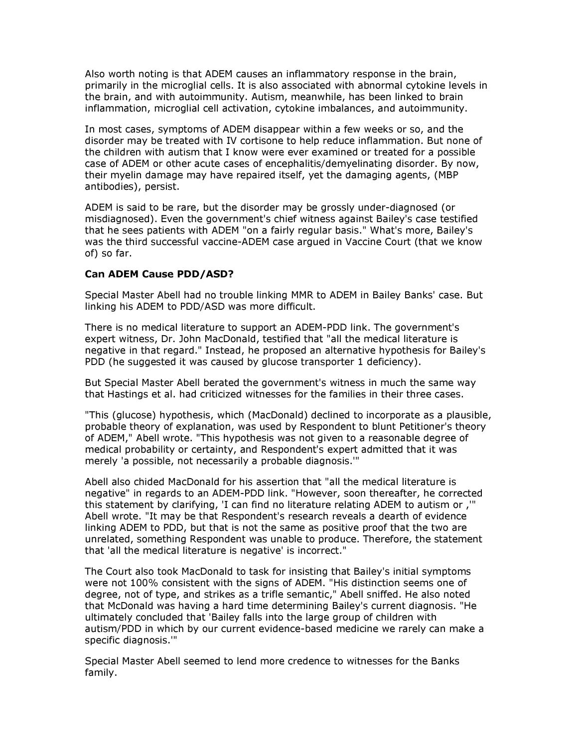Also worth noting is that ADEM causes an inflammatory response in the brain, primarily in the microglial cells. It is also associated with abnormal cytokine levels in the brain, and with autoimmunity. Autism, meanwhile, has been linked to brain inflammation, microglial cell activation, cytokine imbalances, and autoimmunity.

In most cases, symptoms of ADEM disappear within a few weeks or so, and the disorder may be treated with IV cortisone to help reduce inflammation. But none of the children with autism that I know were ever examined or treated for a possible case of ADEM or other acute cases of encephalitis/demyelinating disorder. By now, their myelin damage may have repaired itself, yet the damaging agents, (MBP antibodies), persist.

ADEM is said to be rare, but the disorder may be grossly under-diagnosed (or misdiagnosed). Even the government's chief witness against Bailey's case testified that he sees patients with ADEM "on a fairly regular basis." What's more, Bailey's was the third successful vaccine-ADEM case argued in Vaccine Court (that we know of) so far.

**Can ADEM Cause PDD/ASD?**

Special Master Abell had no trouble linking MMR to ADEM in Bailey Banks' case. But linking his ADEM to PDD/ASD was more difficult.

There is no medical literature to support an ADEM-PDD link. The government's expert witness, Dr. John MacDonald, testified that "all the medical literature is negative in that regard." Instead, he proposed an alternative hypothesis for Bailey's PDD (he suggested it was caused by glucose transporter 1 deficiency).

But Special Master Abell berated the government's witness in much the same way that Hastings et al. had criticized witnesses for the families in their three cases.

"This (glucose) hypothesis, which (MacDonald) declined to incorporate as a plausible, probable theory of explanation, was used by Respondent to blunt Petitioner's theory of ADEM," Abell wrote. "This hypothesis was not given to a reasonable degree of medical probability or certainty, and Respondent's expert admitted that it was merely 'a possible, not necessarily a probable diagnosis.'"

Abell also chided MacDonald for his assertion that "all the medical literature is negative" in regards to an ADEM-PDD link. "However, soon thereafter, he corrected this statement by clarifying, 'I can find no literature relating ADEM to autism or ,'" Abell wrote. "It may be that Respondent's research reveals a dearth of evidence linking ADEM to PDD, but that is not the same as positive proof that the two are unrelated, something Respondent was unable to produce. Therefore, the statement that 'all the medical literature is negative' is incorrect."

The Court also took MacDonald to task for insisting that Bailey's initial symptoms were not 100% consistent with the signs of ADEM. "His distinction seems one of degree, not of type, and strikes as a trifle semantic," Abell sniffed. He also noted that McDonald was having a hard time determining Bailey's current diagnosis. "He ultimately concluded that 'Bailey falls into the large group of children with autism/PDD in which by our current evidence-based medicine we rarely can make a specific diagnosis.'"

Special Master Abell seemed to lend more credence to witnesses for the Banks family.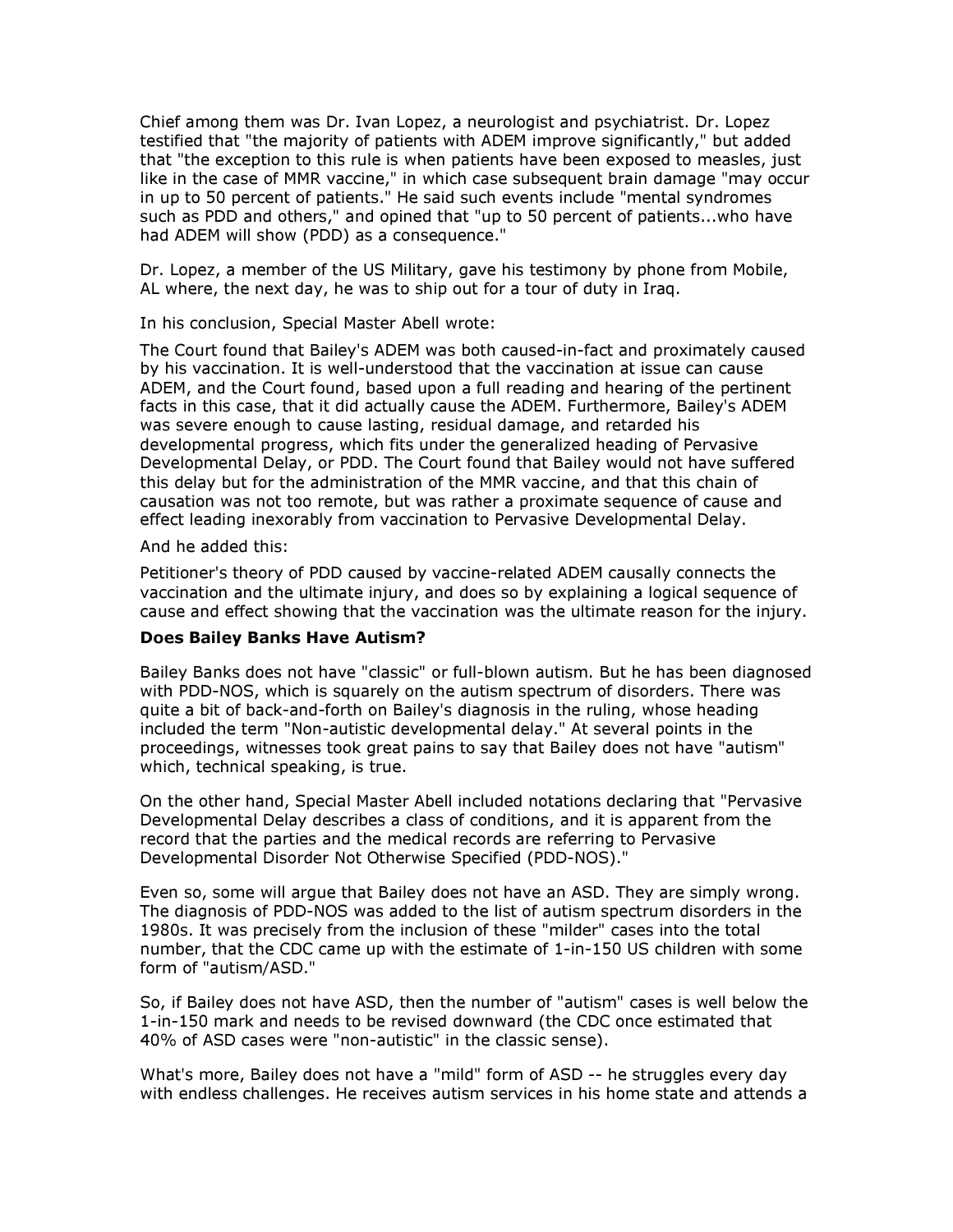Chief among them was Dr. Ivan Lopez, a neurologist and psychiatrist. Dr. Lopez testified that "the majority of patients with ADEM improve significantly," but added that "the exception to this rule is when patients have been exposed to measles, just like in the case of MMR vaccine," in which case subsequent brain damage "may occur in up to 50 percent of patients." He said such events include "mental syndromes such as PDD and others," and opined that "up to 50 percent of patients...who have had ADEM will show (PDD) as a consequence."

Dr. Lopez, a member of the US Military, gave his testimony by phone from Mobile, AL where, the next day, he was to ship out for a tour of duty in Iraq.

In his conclusion, Special Master Abell wrote:

The Court found that Bailey's ADEM was both caused-in-fact and proximately caused by his vaccination. It is well-understood that the vaccination at issue can cause ADEM, and the Court found, based upon a full reading and hearing of the pertinent facts in this case, that it did actually cause the ADEM. Furthermore, Bailey's ADEM was severe enough to cause lasting, residual damage, and retarded his developmental progress, which fits under the generalized heading of Pervasive Developmental Delay, or PDD. The Court found that Bailey would not have suffered this delay but for the administration of the MMR vaccine, and that this chain of causation was not too remote, but was rather a proximate sequence of cause and effect leading inexorably from vaccination to Pervasive Developmental Delay.

And he added this:

Petitioner's theory of PDD caused by vaccine-related ADEM causally connects the vaccination and the ultimate injury, and does so by explaining a logical sequence of cause and effect showing that the vaccination was the ultimate reason for the injury.

**Does Bailey Banks Have Autism?**

Bailey Banks does not have "classic" or full-blown autism. But he has been diagnosed with PDD-NOS, which is squarely on the autism spectrum of disorders. There was quite a bit of back-and-forth on Bailey's diagnosis in the ruling, whose heading included the term "Non-autistic developmental delay." At several points in the proceedings, witnesses took great pains to say that Bailey does not have "autism" which, technical speaking, is true.

On the other hand, Special Master Abell included notations declaring that "Pervasive Developmental Delay describes a class of conditions, and it is apparent from the record that the parties and the medical records are referring to Pervasive Developmental Disorder Not Otherwise Specified (PDD-NOS)."

Even so, some will argue that Bailey does not have an ASD. They are simply wrong. The diagnosis of PDD-NOS was added to the list of autism spectrum disorders in the 1980s. It was precisely from the inclusion of these "milder" cases into the total number, that the CDC came up with the estimate of 1-in-150 US children with some form of "autism/ASD."

So, if Bailey does not have ASD, then the number of "autism" cases is well below the 1-in-150 mark and needs to be revised downward (the CDC once estimated that 40% of ASD cases were "non-autistic" in the classic sense).

What's more, Bailey does not have a "mild" form of ASD -- he struggles every day with endless challenges. He receives autism services in his home state and attends a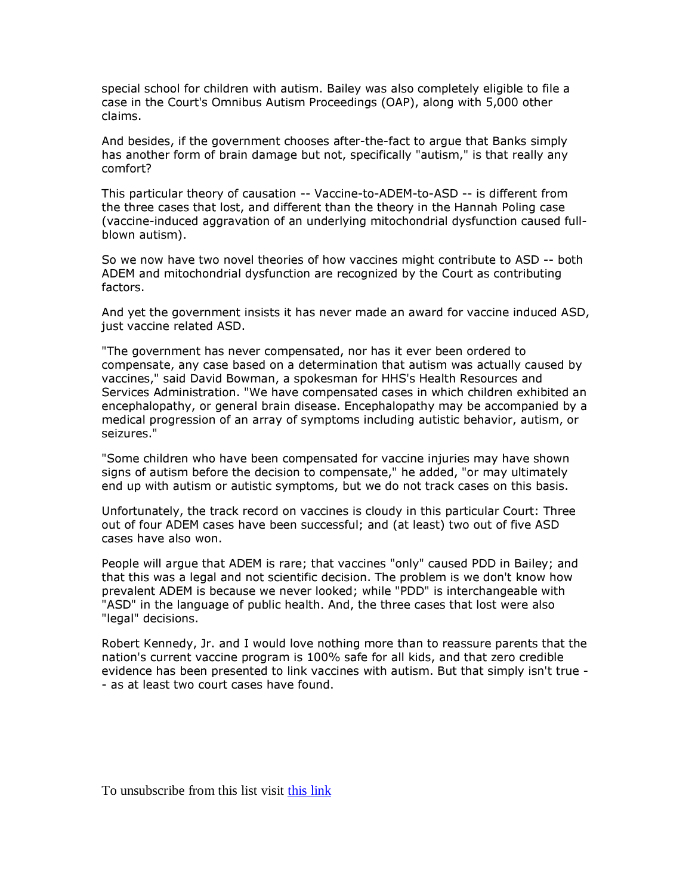special school for children with autism. Bailey was also completely eligible to file a case in the Court's Omnibus Autism Proceedings (OAP), along with 5,000 other claims.

And besides, if the government chooses after-the-fact to argue that Banks simply has another form of brain damage but not, specifically "autism," is that really any comfort?

This particular theory of causation -- Vaccine-to-ADEM-to-ASD -- is different from the three cases that lost, and different than the theory in the Hannah Poling case (vaccine-induced aggravation of an underlying mitochondrial dysfunction caused full-blown autism).

So we now have two novel theories of how vaccines might contribute to ASD -- both ADEM and mitochondrial dysfunction are recognized by the Court as contributing factors.

And yet the government insists it has never made an award for vaccine induced ASD, just vaccine related ASD.

"The government has never compensated, nor has it ever been ordered to compensate, any case based on a determination that autism was actually caused by vaccines," said David Bowman, a spokesman for HHS's Health Resources and Services Administration. "We have compensated cases in which children exhibited an encephalopathy, or general brain disease. Encephalopathy may be accompanied by a medical progression of an array of symptoms including autistic behavior, autism, or seizures."

"Some children who have been compensated for vaccine injuries may have shown signs of autism before the decision to compensate," he added, "or may ultimately end up with autism or autistic symptoms, but we do not track cases on this basis.

Unfortunately, the track record on vaccines is cloudy in this particular Court: Three out of four ADEM cases have been successful; and (at least) two out of five ASD cases have also won.

People will argue that ADEM is rare; that vaccines "only" caused PDD in Bailey; and that this was a legal and not scientific decision. The problem is we don't know how prevalent ADEM is because we never looked; while "PDD" is interchangeable with "ASD" in the language of public health. And, the three cases that lost were also "legal" decisions.

Robert Kennedy, Jr. and I would love nothing more than to reassure parents that the nation's current vaccine program is 100% safe for all kids, and that zero credible evidence has been presented to link vaccines with autism. But that simply isn't true -- as at least two court cases have found.

To unsubscribe from this list visit [this link]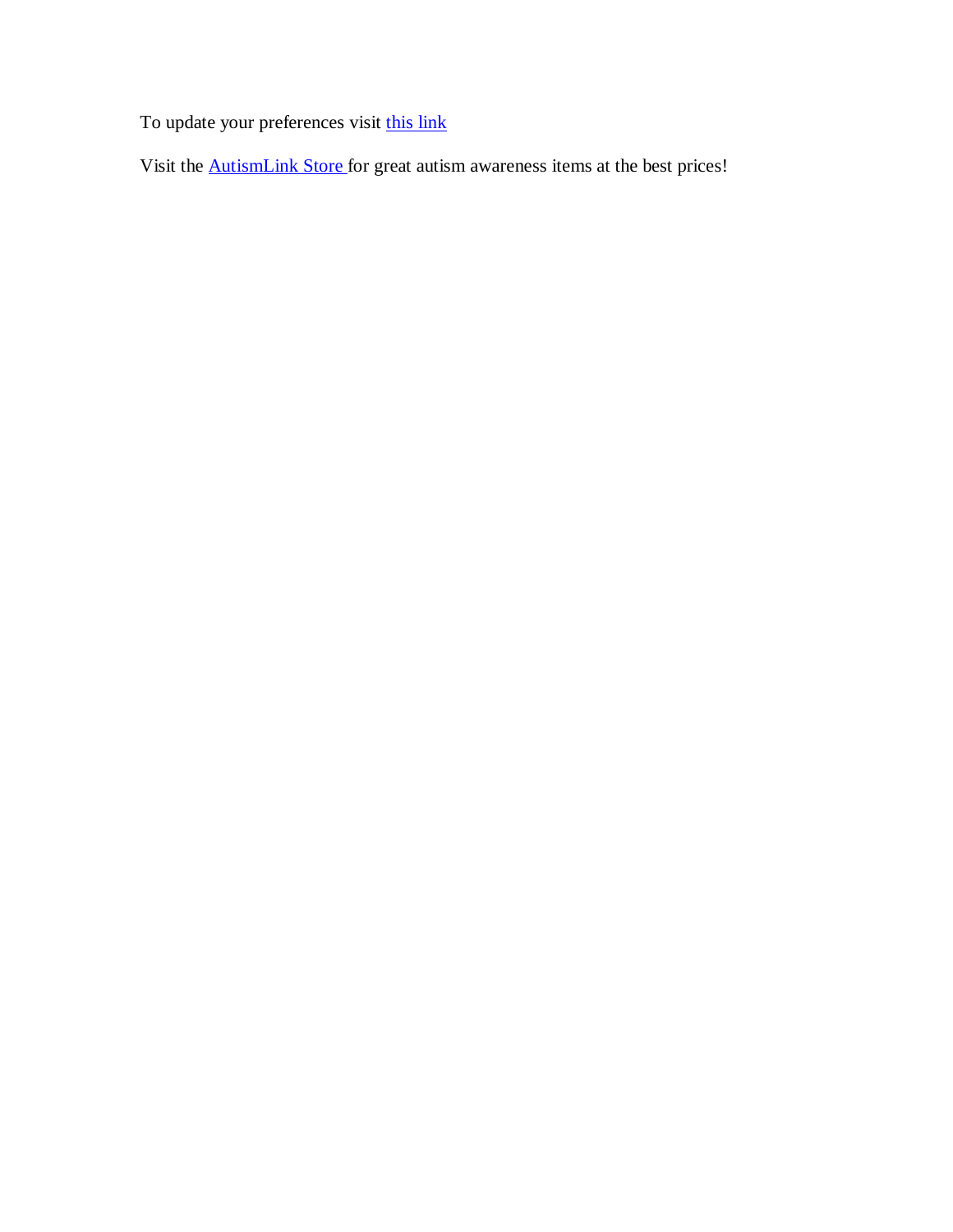To update your preferences visit this link

Visit the AutismLink Store for great autism awareness items at the best prices!